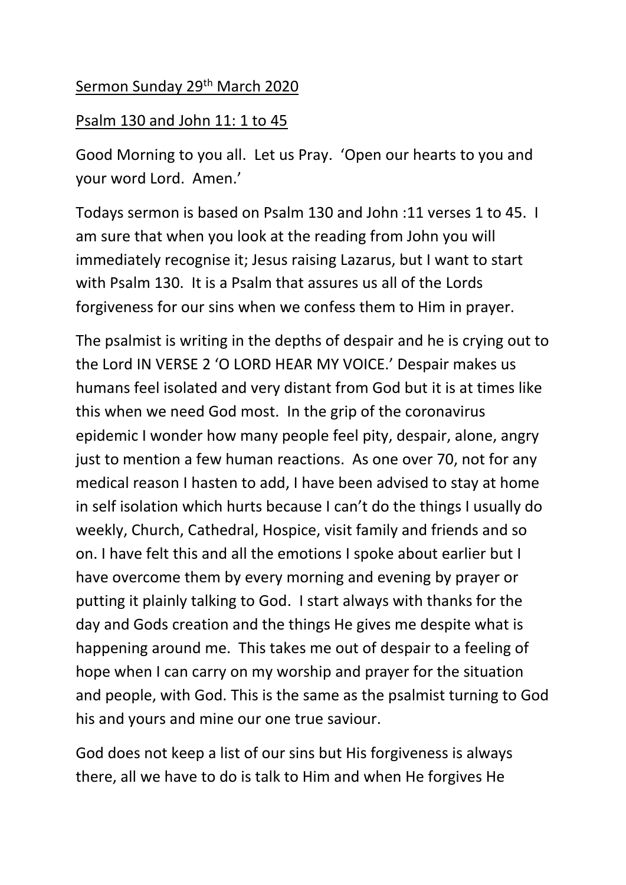<u>Sermon Sunday 29th March 2020</u>

<u>Psalm 130 and John 11: 1 to 45</u>

Good Morning to you all. Let us Pray. 'Open our hearts to you and your word Lord. Amen.'

Todays sermon is based on Psalm 130 and John :11 verses 1 to 45. I am sure that when you look at the reading from John you will immediately recognise it; Jesus raising Lazarus, but I want to start with Psalm 130. It is a Psalm that assures us all of the Lords forgiveness for our sins when we confess them to Him in prayer.

The psalmist is writing in the depths of despair and he is crying out to the Lord IN VERSE 2 'O LORD HEAR MY VOICE.' Despair makes us humans feel isolated and very distant from God but it is at times like this when we need God most. In the grip of the coronavirus epidemic I wonder how many people feel pity, despair, alone, angry just to mention a few human reactions. As one over 70, not for any medical reason I hasten to add, I have been advised to stay at home in self isolation which hurts because I can't do the things I usually do weekly, Church, Cathedral, Hospice, visit family and friends and so on. I have felt this and all the emotions I spoke about earlier but I have overcome them by every morning and evening by prayer or putting it plainly talking to God. I start always with thanks for the day and Gods creation and the things He gives me despite what is happening around me. This takes me out of despair to a feeling of hope when I can carry on my worship and prayer for the situation and people, with God. This is the same as the psalmist turning to God his and yours and mine our one true saviour.

God does not keep a list of our sins but His forgiveness is always there, all we have to do is talk to Him and when He forgives He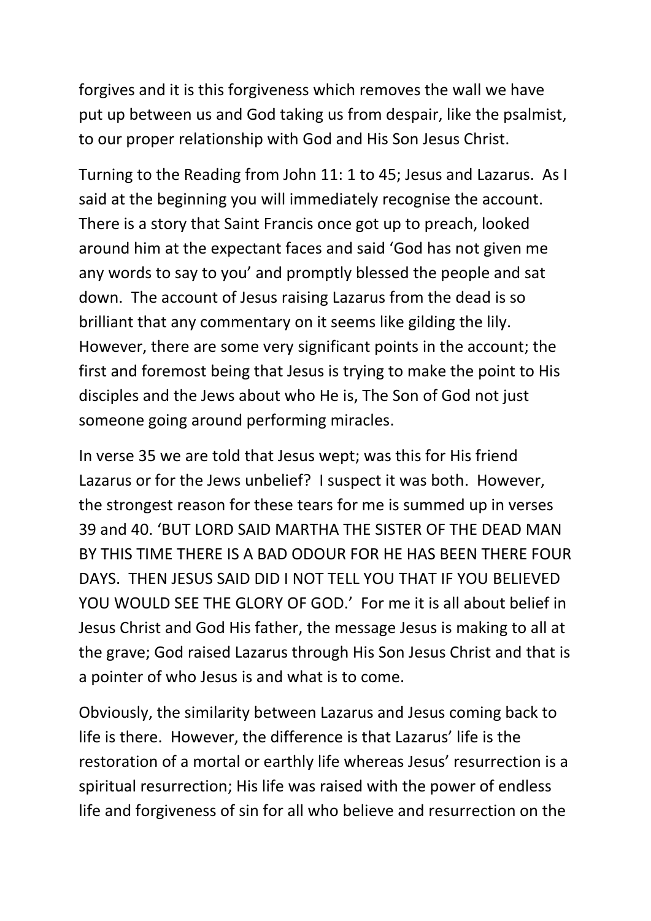forgives and it is this forgiveness which removes the wall we have put up between us and God taking us from despair, like the psalmist, to our proper relationship with God and His Son Jesus Christ.

Turning to the Reading from John 11: 1 to 45; Jesus and Lazarus. As I said at the beginning you will immediately recognise the account. There is a story that Saint Francis once got up to preach, looked around him at the expectant faces and said 'God has not given me any words to say to you' and promptly blessed the people and sat down. The account of Jesus raising Lazarus from the dead is so brilliant that any commentary on it seems like gilding the lily. However, there are some very significant points in the account; the first and foremost being that Jesus is trying to make the point to His disciples and the Jews about who He is, The Son of God not just someone going around performing miracles.

In verse 35 we are told that Jesus wept; was this for His friend Lazarus or for the Jews unbelief? I suspect it was both. However, the strongest reason for these tears for me is summed up in verses 39 and 40. 'BUT LORD SAID MARTHA THE SISTER OF THE DEAD MAN BY THIS TIME THERE IS A BAD ODOUR FOR HE HAS BEEN THERE FOUR DAYS. THEN JESUS SAID DID I NOT TELL YOU THAT IF YOU BELIEVED YOU WOULD SEE THE GLORY OF GOD.' For me it is all about belief in Jesus Christ and God His father, the message Jesus is making to all at the grave; God raised Lazarus through His Son Jesus Christ and that is a pointer of who Jesus is and what is to come.

Obviously, the similarity between Lazarus and Jesus coming back to life is there. However, the difference is that Lazarus' life is the restoration of a mortal or earthly life whereas Jesus' resurrection is a spiritual resurrection; His life was raised with the power of endless life and forgiveness of sin for all who believe and resurrection on the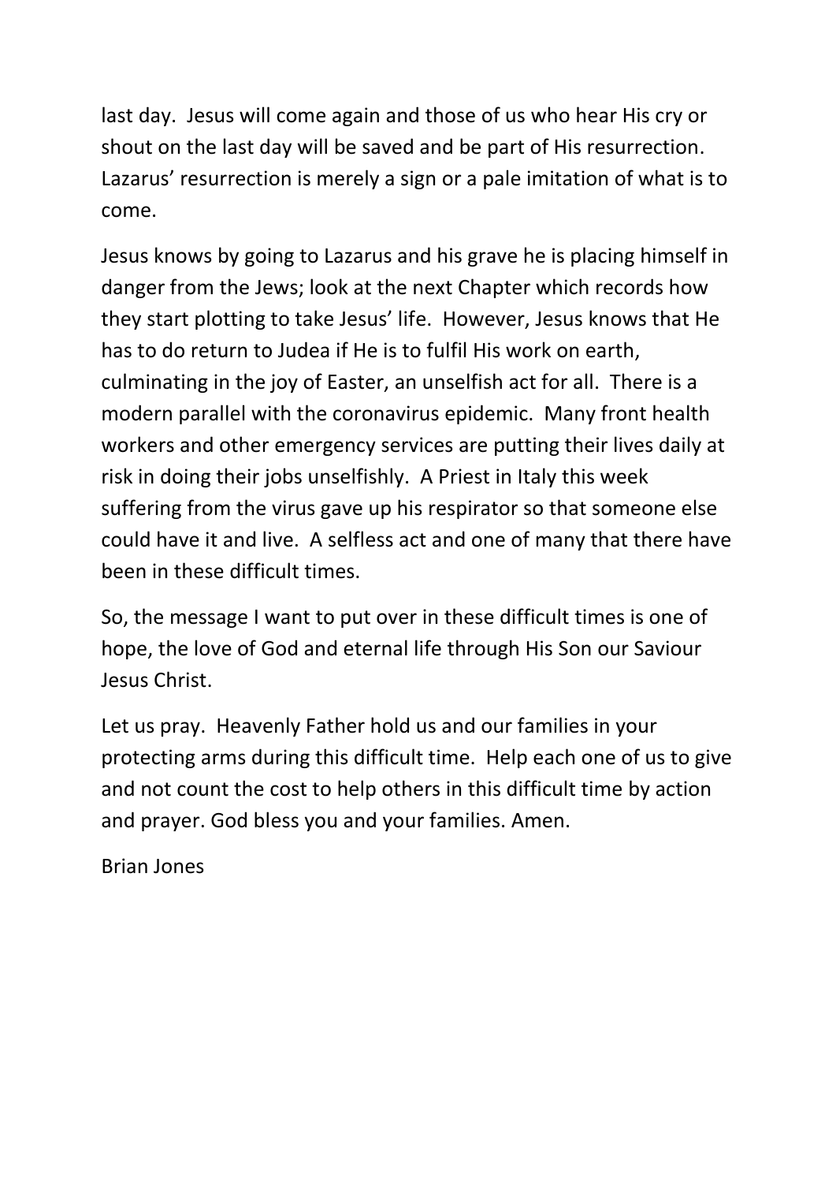last day. Jesus will come again and those of us who hear His cry or shout on the last day will be saved and be part of His resurrection. Lazarus' resurrection is merely a sign or a pale imitation of what is to come.

Jesus knows by going to Lazarus and his grave he is placing himself in danger from the Jews; look at the next Chapter which records how they start plotting to take Jesus' life. However, Jesus knows that He has to do return to Judea if He is to fulfil His work on earth, culminating in the joy of Easter, an unselfish act for all. There is a modern parallel with the coronavirus epidemic. Many front health workers and other emergency services are putting their lives daily at risk in doing their jobs unselfishly. A Priest in Italy this week suffering from the virus gave up his respirator so that someone else could have it and live. A selfless act and one of many that there have been in these difficult times.

So, the message I want to put over in these difficult times is one of hope, the love of God and eternal life through His Son our Saviour Jesus Christ.

Let us pray. Heavenly Father hold us and our families in your protecting arms during this difficult time. Help each one of us to give and not count the cost to help others in this difficult time by action and prayer. God bless you and your families. Amen.

Brian Jones